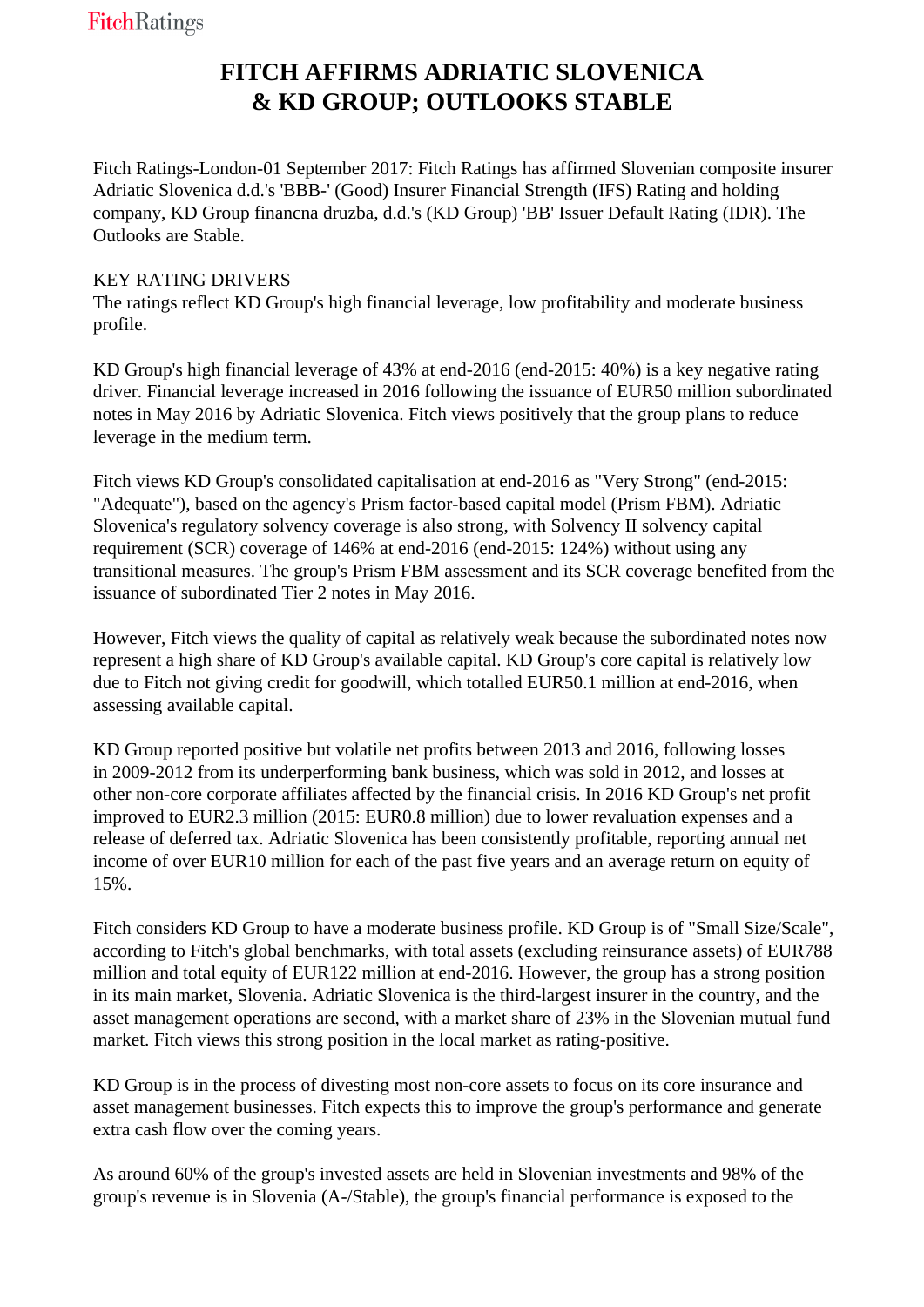# FITCH AFFIRMS ADRIATIC SLOVENICA & KD GROUP; OUTLOOKS STABLE

Fitch Ratings-London-01 September 2017: Fitch Ratings has affirmed Slovenian composite insurer Adriatic Slovenica d.d.'s 'BBB-' (Good) Insurer Financial Strength (IFS) Rating and holding company, KD Group financna druzba, d.d.'s (KD Group) 'BB' Issuer Default Rating (IDR). The Outlooks are Stable.

KEY RATING DRIVERS

The ratings reflect KD Group's high financial leverage, low profitability and moderate business profile.

KD Group's high financial leverage of 43% at end-2016 (end-2015: 40%) is a key negative rating driver. Financial leverage increased in 2016 following the issuance of EUR50 million subordinated notes in May 2016 by Adriatic Slovenica. Fitch views positively that the group plans to reduce leverage in the medium term.

Fitch views KD Group's consolidated capitalisation at end-2016 as "Very Strong" (end-2015: "Adequate"), based on the agency's Prism factor-based capital model (Prism FBM). Adriatic Slovenica's regulatory solvency coverage is also strong, with Solvency II solvency capital requirement (SCR) coverage of 146% at end-2016 (end-2015: 124%) without using any transitional measures. The group's Prism FBM assessment and its SCR coverage benefited from the issuance of subordinated Tier 2 notes in May 2016.

However, Fitch views the quality of capital as relatively weak because the subordinated notes now represent a high share of KD Group's available capital. KD Group's core capital is relatively low due to Fitch not giving credit for goodwill, which totalled EUR50.1 million at end-2016, when assessing available capital.

KD Group reported positive but volatile net profits between 2013 and 2016, following losses in 2009-2012 from its underperforming bank business, which was sold in 2012, and losses at other non-core corporate affiliates affected by the financial crisis. In 2016 KD Group's net profit improved to EUR2.3 million (2015: EUR0.8 million) due to lower revaluation expenses and a release of deferred tax. Adriatic Slovenica has been consistently profitable, reporting annual net income of over EUR10 million for each of the past five years and an average return on equity of 15%.

Fitch considers KD Group to have a moderate business profile. KD Group is of "Small Size/Scale", according to Fitch's global benchmarks, with total assets (excluding reinsurance assets) of EUR788 million and total equity of EUR122 million at end-2016. However, the group has a strong position in its main market, Slovenia. Adriatic Slovenica is the third-largest insurer in the country, and the asset management operations are second, with a market share of 23% in the Slovenian mutual fund market. Fitch views this strong position in the local market as rating-positive.

KD Group is in the process of divesting most non-core assets to focus on its core insurance and asset management businesses. Fitch expects this to improve the group's performance and generate extra cash flow over the coming years.

As around 60% of the group's invested assets are held in Slovenian investments and 98% of the group's revenue is in Slovenia (A-/Stable), the group's financial performance is exposed to the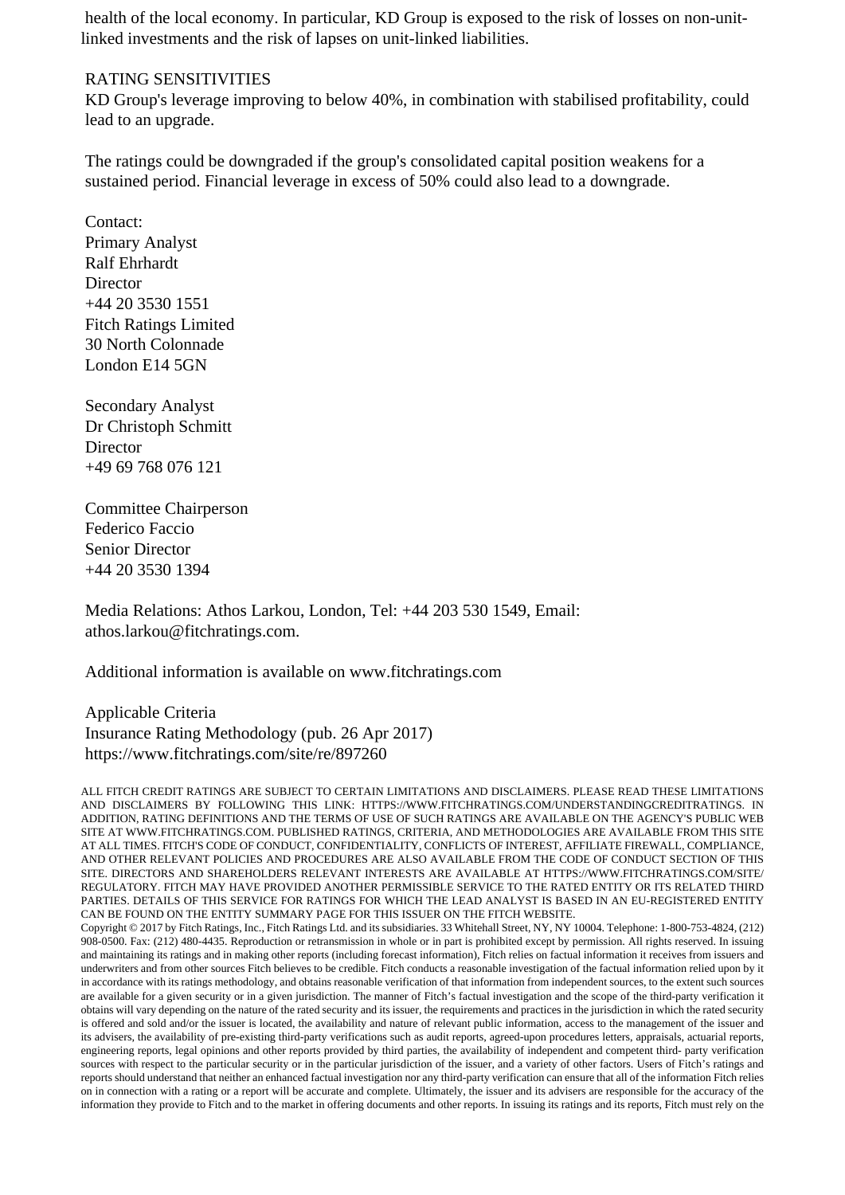health of the local economy. In particular, KD Group is exposed to the risk of losses on non-unit-linked investments and the risk of lapses on unit-linked liabilities.

RATING SENSITIVITIES

KD Group's leverage improving to below 40%, in combination with stabilised profitability, could lead to an upgrade.

The ratings could be downgraded if the group's consolidated capital position weakens for a sustained period. Financial leverage in excess of 50% could also lead to a downgrade.

Contact:
Primary Analyst
Ralf Ehrhardt
Director
+44 20 3530 1551
Fitch Ratings Limited
30 North Colonnade
London E14 5GN

Secondary Analyst
Dr Christoph Schmitt
Director
+49 69 768 076 121

Committee Chairperson
Federico Faccio
Senior Director
+44 20 3530 1394

Media Relations: Athos Larkou, London, Tel: +44 203 530 1549, Email: athos.larkou@fitchratings.com.

Additional information is available on www.fitchratings.com

Applicable Criteria
Insurance Rating Methodology (pub. 26 Apr 2017)
https://www.fitchratings.com/site/re/897260

ALL FITCH CREDIT RATINGS ARE SUBJECT TO CERTAIN LIMITATIONS AND DISCLAIMERS. PLEASE READ THESE LIMITATIONS AND DISCLAIMERS BY FOLLOWING THIS LINK: HTTPS://WWW.FITCHRATINGS.COM/UNDERSTANDINGCREDITRATINGS. IN ADDITION, RATING DEFINITIONS AND THE TERMS OF USE OF SUCH RATINGS ARE AVAILABLE ON THE AGENCY'S PUBLIC WEB SITE AT WWW.FITCHRATINGS.COM. PUBLISHED RATINGS, CRITERIA, AND METHODOLOGIES ARE AVAILABLE FROM THIS SITE AT ALL TIMES. FITCH'S CODE OF CONDUCT, CONFIDENTIALITY, CONFLICTS OF INTEREST, AFFILIATE FIREWALL, COMPLIANCE, AND OTHER RELEVANT POLICIES AND PROCEDURES ARE ALSO AVAILABLE FROM THE CODE OF CONDUCT SECTION OF THIS SITE. DIRECTORS AND SHAREHOLDERS RELEVANT INTERESTS ARE AVAILABLE AT HTTPS://WWW.FITCHRATINGS.COM/SITE/REGULATORY. FITCH MAY HAVE PROVIDED ANOTHER PERMISSIBLE SERVICE TO THE RATED ENTITY OR ITS RELATED THIRD PARTIES. DETAILS OF THIS SERVICE FOR RATINGS FOR WHICH THE LEAD ANALYST IS BASED IN AN EU-REGISTERED ENTITY CAN BE FOUND ON THE ENTITY SUMMARY PAGE FOR THIS ISSUER ON THE FITCH WEBSITE.

Copyright © 2017 by Fitch Ratings, Inc., Fitch Ratings Ltd. and its subsidiaries. 33 Whitehall Street, NY, NY 10004. Telephone: 1-800-753-4824, (212) 908-0500. Fax: (212) 480-4435. Reproduction or retransmission in whole or in part is prohibited except by permission. All rights reserved. In issuing and maintaining its ratings and in making other reports (including forecast information), Fitch relies on factual information it receives from issuers and underwriters and from other sources Fitch believes to be credible. Fitch conducts a reasonable investigation of the factual information relied upon by it in accordance with its ratings methodology, and obtains reasonable verification of that information from independent sources, to the extent such sources are available for a given security or in a given jurisdiction. The manner of Fitch's factual investigation and the scope of the third-party verification it obtains will vary depending on the nature of the rated security and its issuer, the requirements and practices in the jurisdiction in which the rated security is offered and sold and/or the issuer is located, the availability and nature of relevant public information, access to the management of the issuer and its advisers, the availability of pre-existing third-party verifications such as audit reports, agreed-upon procedures letters, appraisals, actuarial reports, engineering reports, legal opinions and other reports provided by third parties, the availability of independent and competent third- party verification sources with respect to the particular security or in the particular jurisdiction of the issuer, and a variety of other factors. Users of Fitch's ratings and reports should understand that neither an enhanced factual investigation nor any third-party verification can ensure that all of the information Fitch relies on in connection with a rating or a report will be accurate and complete. Ultimately, the issuer and its advisers are responsible for the accuracy of the information they provide to Fitch and to the market in offering documents and other reports. In issuing its ratings and its reports, Fitch must rely on the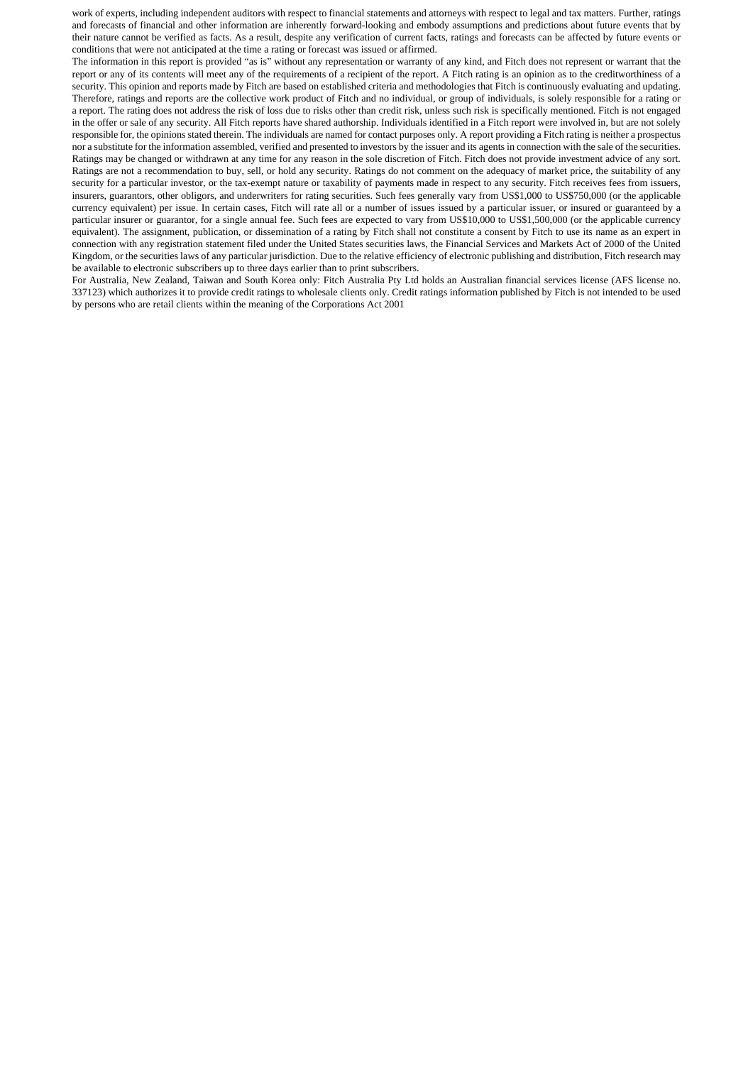work of experts, including independent auditors with respect to financial statements and attorneys with respect to legal and tax matters. Further, ratings and forecasts of financial and other information are inherently forward-looking and embody assumptions and predictions about future events that by their nature cannot be verified as facts. As a result, despite any verification of current facts, ratings and forecasts can be affected by future events or conditions that were not anticipated at the time a rating or forecast was issued or affirmed.

The information in this report is provided "as is" without any representation or warranty of any kind, and Fitch does not represent or warrant that the report or any of its contents will meet any of the requirements of a recipient of the report. A Fitch rating is an opinion as to the creditworthiness of a security. This opinion and reports made by Fitch are based on established criteria and methodologies that Fitch is continuously evaluating and updating. Therefore, ratings and reports are the collective work product of Fitch and no individual, or group of individuals, is solely responsible for a rating or a report. The rating does not address the risk of loss due to risks other than credit risk, unless such risk is specifically mentioned. Fitch is not engaged in the offer or sale of any security. All Fitch reports have shared authorship. Individuals identified in a Fitch report were involved in, but are not solely responsible for, the opinions stated therein. The individuals are named for contact purposes only. A report providing a Fitch rating is neither a prospectus nor a substitute for the information assembled, verified and presented to investors by the issuer and its agents in connection with the sale of the securities. Ratings may be changed or withdrawn at any time for any reason in the sole discretion of Fitch. Fitch does not provide investment advice of any sort. Ratings are not a recommendation to buy, sell, or hold any security. Ratings do not comment on the adequacy of market price, the suitability of any security for a particular investor, or the tax-exempt nature or taxability of payments made in respect to any security. Fitch receives fees from issuers, insurers, guarantors, other obligors, and underwriters for rating securities. Such fees generally vary from US$1,000 to US$750,000 (or the applicable currency equivalent) per issue. In certain cases, Fitch will rate all or a number of issues issued by a particular issuer, or insured or guaranteed by a particular insurer or guarantor, for a single annual fee. Such fees are expected to vary from US$10,000 to US$1,500,000 (or the applicable currency equivalent). The assignment, publication, or dissemination of a rating by Fitch shall not constitute a consent by Fitch to use its name as an expert in connection with any registration statement filed under the United States securities laws, the Financial Services and Markets Act of 2000 of the United Kingdom, or the securities laws of any particular jurisdiction. Due to the relative efficiency of electronic publishing and distribution, Fitch research may be available to electronic subscribers up to three days earlier than to print subscribers.

For Australia, New Zealand, Taiwan and South Korea only: Fitch Australia Pty Ltd holds an Australian financial services license (AFS license no. 337123) which authorizes it to provide credit ratings to wholesale clients only. Credit ratings information published by Fitch is not intended to be used by persons who are retail clients within the meaning of the Corporations Act 2001